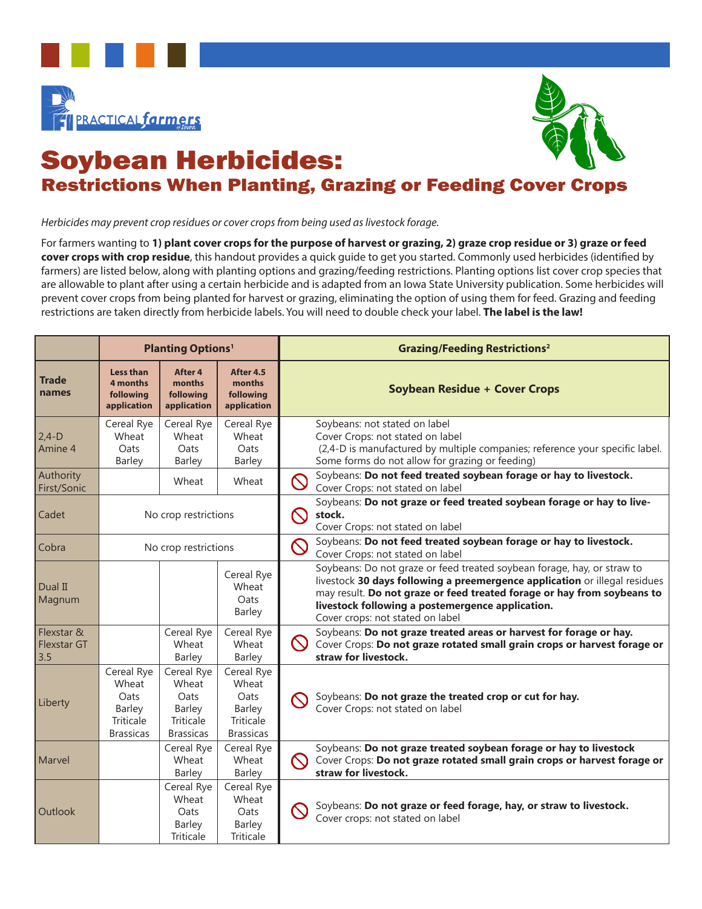# Soybean Herbicides:

## Restrictions When Planting, Grazing or Feeding Cover Crops

*Herbicides may prevent crop residues or cover crops from being used as livestock forage.*

For farmers wanting to **1) plant cover crops for the purpose of harvest or grazing, 2) graze crop residue or 3) graze or feed cover crops with crop residue**, this handout provides a quick guide to get you started. Commonly used herbicides (identified by farmers) are listed below, along with planting options and grazing/feeding restrictions. Planting options list cover crop species that are allowable to plant after using a certain herbicide and is adapted from an Iowa State University publication. Some herbicides will prevent cover crops from being planted for harvest or grazing, eliminating the option of using them for feed. Grazing and feeding restrictions are taken directly from herbicide labels. You will need to double check your label. **The label is the law!**

| | Planting Options[1] | | | Grazing/Feeding Restrictions[2] |
|---|---|---|---|---|
| **Trade names** | **Less than 4 months following application** | **After 4 months following application** | **After 4.5 months following application** | **Soybean Residue + Cover Crops** |
| 2,4-D Amine 4 | Cereal Rye<br>Wheat<br>Oats<br>Barley | Cereal Rye<br>Wheat<br>Oats<br>Barley | Cereal Rye<br>Wheat<br>Oats<br>Barley | Soybeans: not stated on label<br>Cover Crops: not stated on label<br>(2,4-D is manufactured by multiple companies; reference your specific label. Some forms do not allow for grazing or feeding) |
| Authority First/Sonic | | Wheat | Wheat | 🚫 Soybeans: **Do not feed treated soybean forage or hay to livestock.**<br>Cover Crops: not stated on label |
| Cadet | No crop restrictions | | | 🚫 Soybeans: **Do not graze or feed treated soybean forage or hay to livestock.**<br>Cover Crops: not stated on label |
| Cobra | No crop restrictions | | | 🚫 Soybeans: **Do not feed treated soybean forage or hay to livestock.**<br>Cover Crops: not stated on label |
| Dual II Magnum | | | Cereal Rye<br>Wheat<br>Oats<br>Barley | Soybeans: Do not graze or feed treated soybean forage, hay, or straw to livestock **30 days following a preemergence application** or illegal residues may result. **Do not graze or feed treated forage or hay from soybeans to livestock following a postemergence application.**<br>Cover crops: not stated on label |
| Flexstar & Flexstar GT 3.5 | | Cereal Rye<br>Wheat<br>Barley | Cereal Rye<br>Wheat<br>Barley | 🚫 Soybeans: **Do not graze treated areas or harvest for forage or hay.**<br>Cover Crops: **Do not graze rotated small grain crops or harvest forage or straw for livestock.** |
| Liberty | Cereal Rye<br>Wheat<br>Oats<br>Barley<br>Triticale<br>Brassicas | Cereal Rye<br>Wheat<br>Oats<br>Barley<br>Triticale<br>Brassicas | Cereal Rye<br>Wheat<br>Oats<br>Barley<br>Triticale<br>Brassicas | 🚫 Soybeans: **Do not graze the treated crop or cut for hay.**<br>Cover Crops: not stated on label |
| Marvel | | Cereal Rye<br>Wheat<br>Barley | Cereal Rye<br>Wheat<br>Barley | 🚫 Soybeans: **Do not graze treated soybean forage or hay to livestock**<br>Cover Crops: **Do not graze rotated small grain crops or harvest forage or straw for livestock.** |
| Outlook | | Cereal Rye<br>Wheat<br>Oats<br>Barley<br>Triticale | Cereal Rye<br>Wheat<br>Oats<br>Barley<br>Triticale | 🚫 Soybeans: **Do not graze or feed forage, hay, or straw to livestock.**<br>Cover crops: not stated on label |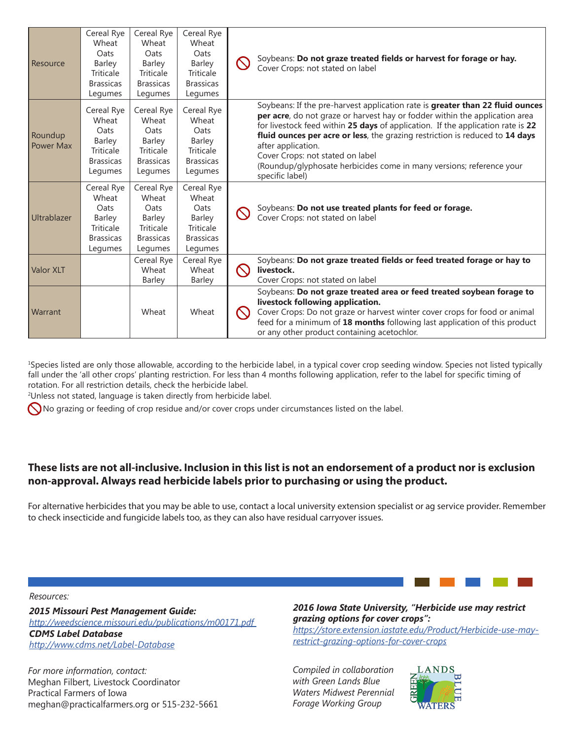| | | | | |
|---|---|---|---|---|
| Resource | Cereal Rye Wheat Oats Barley Triticale Brassicas Legumes | Cereal Rye Wheat Oats Barley Triticale Brassicas Legumes | Cereal Rye Wheat Oats Barley Triticale Brassicas Legumes | ⃠ Soybeans: **Do not graze treated fields or harvest for forage or hay.** Cover Crops: not stated on label |
| Roundup Power Max | Cereal Rye Wheat Oats Barley Triticale Brassicas Legumes | Cereal Rye Wheat Oats Barley Triticale Brassicas Legumes | Cereal Rye Wheat Oats Barley Triticale Brassicas Legumes | Soybeans: If the pre-harvest application rate is **greater than 22 fluid ounces per acre**, do not graze or harvest hay or fodder within the application area for livestock feed within **25 days** of application. If the application rate is **22 fluid ounces per acre or less**, the grazing restriction is reduced to **14 days** after application. Cover Crops: not stated on label (Roundup/glyphosate herbicides come in many versions; reference your specific label) |
| Ultrablazer | Cereal Rye Wheat Oats Barley Triticale Brassicas Legumes | Cereal Rye Wheat Oats Barley Triticale Brassicas Legumes | Cereal Rye Wheat Oats Barley Triticale Brassicas Legumes | ⃠ Soybeans: **Do not use treated plants for feed or forage.** Cover Crops: not stated on label |
| Valor XLT | | Cereal Rye Wheat Barley | Cereal Rye Wheat Barley | ⃠ Soybeans: **Do not graze treated fields or feed treated forage or hay to livestock.** Cover Crops: not stated on label |
| Warrant | | Wheat | Wheat | ⃠ Soybeans: **Do not graze treated area or feed treated soybean forage to livestock following application.** Cover Crops: Do not graze or harvest winter cover crops for food or animal feed for a minimum of **18 months** following last application of this product or any other product containing acetochlor. |

[1]Species listed are only those allowable, according to the herbicide label, in a typical cover crop seeding window. Species not listed typically fall under the 'all other crops' planting restriction. For less than 4 months following application, refer to the label for specific timing of rotation. For all restriction details, check the herbicide label.

[2]Unless not stated, language is taken directly from herbicide label.

⃠ No grazing or feeding of crop residue and/or cover crops under circumstances listed on the label.

**These lists are not all-inclusive. Inclusion in this list is not an endorsement of a product nor is exclusion non-approval. Always read herbicide labels prior to purchasing or using the product.**

For alternative herbicides that you may be able to use, contact a local university extension specialist or ag service provider. Remember to check insecticide and fungicide labels too, as they can also have residual carryover issues.

*Resources:*

***2015 Missouri Pest Management Guide:***
http://weedscience.missouri.edu/publications/m00171.pdf

***CDMS Label Database***
http://www.cdms.net/Label-Database

***2016 Iowa State University, "Herbicide use may restrict grazing options for cover crops":***
https://store.extension.iastate.edu/Product/Herbicide-use-may-restrict-grazing-options-for-cover-crops

*For more information, contact:*
Meghan Filbert, Livestock Coordinator
Practical Farmers of Iowa
meghan@practicalfarmers.org or 515-232-5661

*Compiled in collaboration with Green Lands Blue Waters Midwest Perennial Forage Working Group*